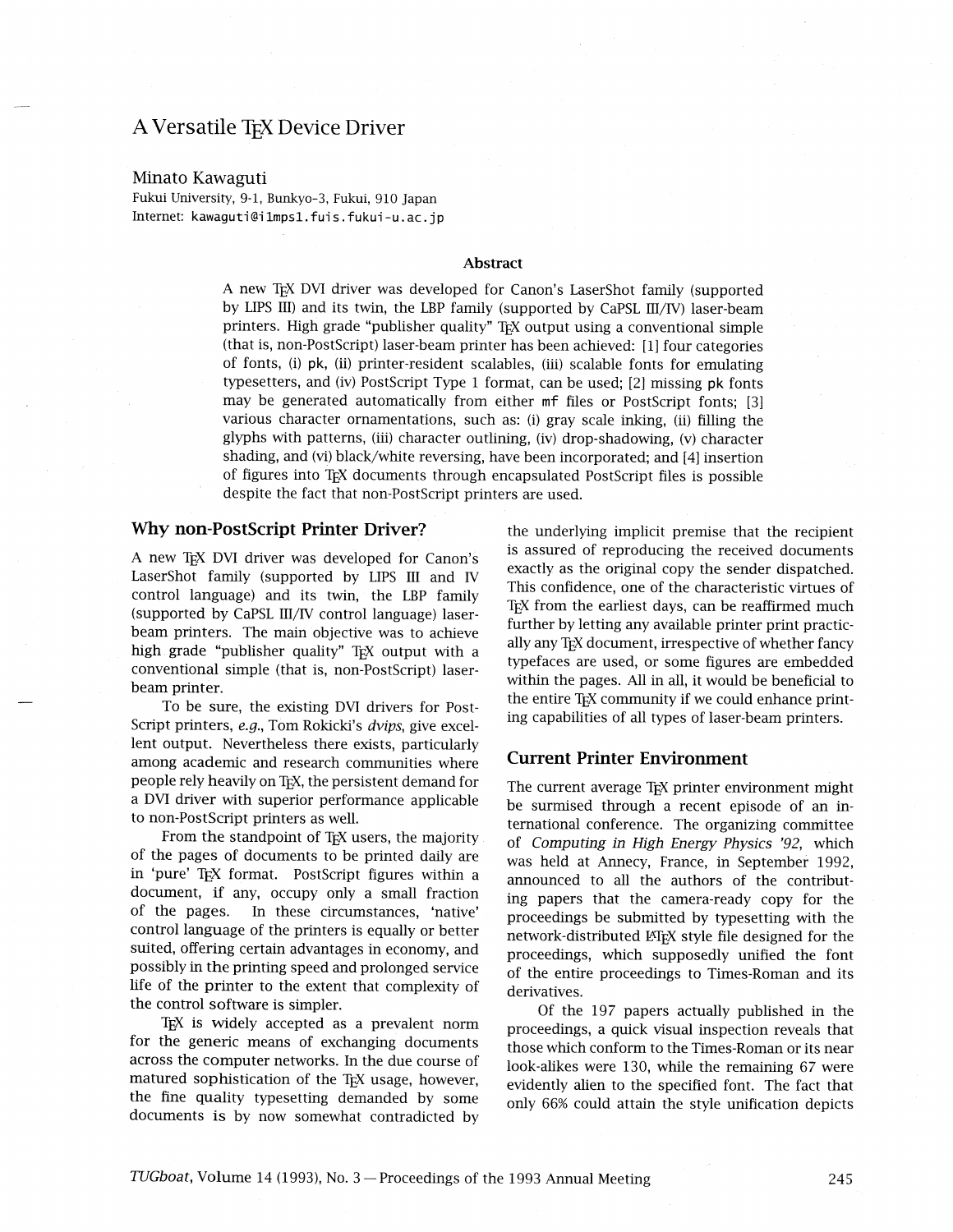# A Versatile TeX Device Driver

Minato Kawaguti
Fukui University, 9-1, Bunkyo-3, Fukui, 910 Japan
Internet: kawaguti@i1mpsl.fuis.fukui-u.ac.jp

### Abstract

A new TeX DVI driver was developed for Canon's LaserShot family (supported by LIPS III) and its twin, the LBP family (supported by CaPSL III/IV) laser-beam printers. High grade "publisher quality" TeX output using a conventional simple (that is, non-PostScript) laser-beam printer has been achieved: [1] four categories of fonts, (i) pk, (ii) printer-resident scalables, (iii) scalable fonts for emulating typesetters, and (iv) PostScript Type 1 format, can be used; [2] missing pk fonts may be generated automatically from either mf files or PostScript fonts; [3] various character ornamentations, such as: (i) gray scale inking, (ii) filling the glyphs with patterns, (iii) character outlining, (iv) drop-shadowing, (v) character shading, and (vi) black/white reversing, have been incorporated; and [4] insertion of figures into TeX documents through encapsulated PostScript files is possible despite the fact that non-PostScript printers are used.

## Why non-PostScript Printer Driver?

A new TeX DVI driver was developed for Canon's LaserShot family (supported by LIPS III and IV control language) and its twin, the LBP family (supported by CaPSL III/IV control language) laser-beam printers. The main objective was to achieve high grade "publisher quality" TeX output with a conventional simple (that is, non-PostScript) laser-beam printer.

To be sure, the existing DVI drivers for PostScript printers, *e.g.*, Tom Rokicki's *dvips*, give excellent output. Nevertheless there exists, particularly among academic and research communities where people rely heavily on TeX, the persistent demand for a DVI driver with superior performance applicable to non-PostScript printers as well.

From the standpoint of TeX users, the majority of the pages of documents to be printed daily are in 'pure' TeX format. PostScript figures within a document, if any, occupy only a small fraction of the pages. In these circumstances, 'native' control language of the printers is equally or better suited, offering certain advantages in economy, and possibly in the printing speed and prolonged service life of the printer to the extent that complexity of the control software is simpler.

TeX is widely accepted as a prevalent norm for the generic means of exchanging documents across the computer networks. In the due course of matured sophistication of the TeX usage, however, the fine quality typesetting demanded by some documents is by now somewhat contradicted by the underlying implicit premise that the recipient is assured of reproducing the received documents exactly as the original copy the sender dispatched. This confidence, one of the characteristic virtues of TeX from the earliest days, can be reaffirmed much further by letting any available printer print practically any TeX document, irrespective of whether fancy typefaces are used, or some figures are embedded within the pages. All in all, it would be beneficial to the entire TeX community if we could enhance printing capabilities of all types of laser-beam printers.

## Current Printer Environment

The current average TeX printer environment might be surmised through a recent episode of an international conference. The organizing committee of *Computing in High Energy Physics '92*, which was held at Annecy, France, in September 1992, announced to all the authors of the contributing papers that the camera-ready copy for the proceedings be submitted by typesetting with the network-distributed LaTeX style file designed for the proceedings, which supposedly unified the font of the entire proceedings to Times-Roman and its derivatives.

Of the 197 papers actually published in the proceedings, a quick visual inspection reveals that those which conform to the Times-Roman or its near look-alikes were 130, while the remaining 67 were evidently alien to the specified font. The fact that only 66% could attain the style unification depicts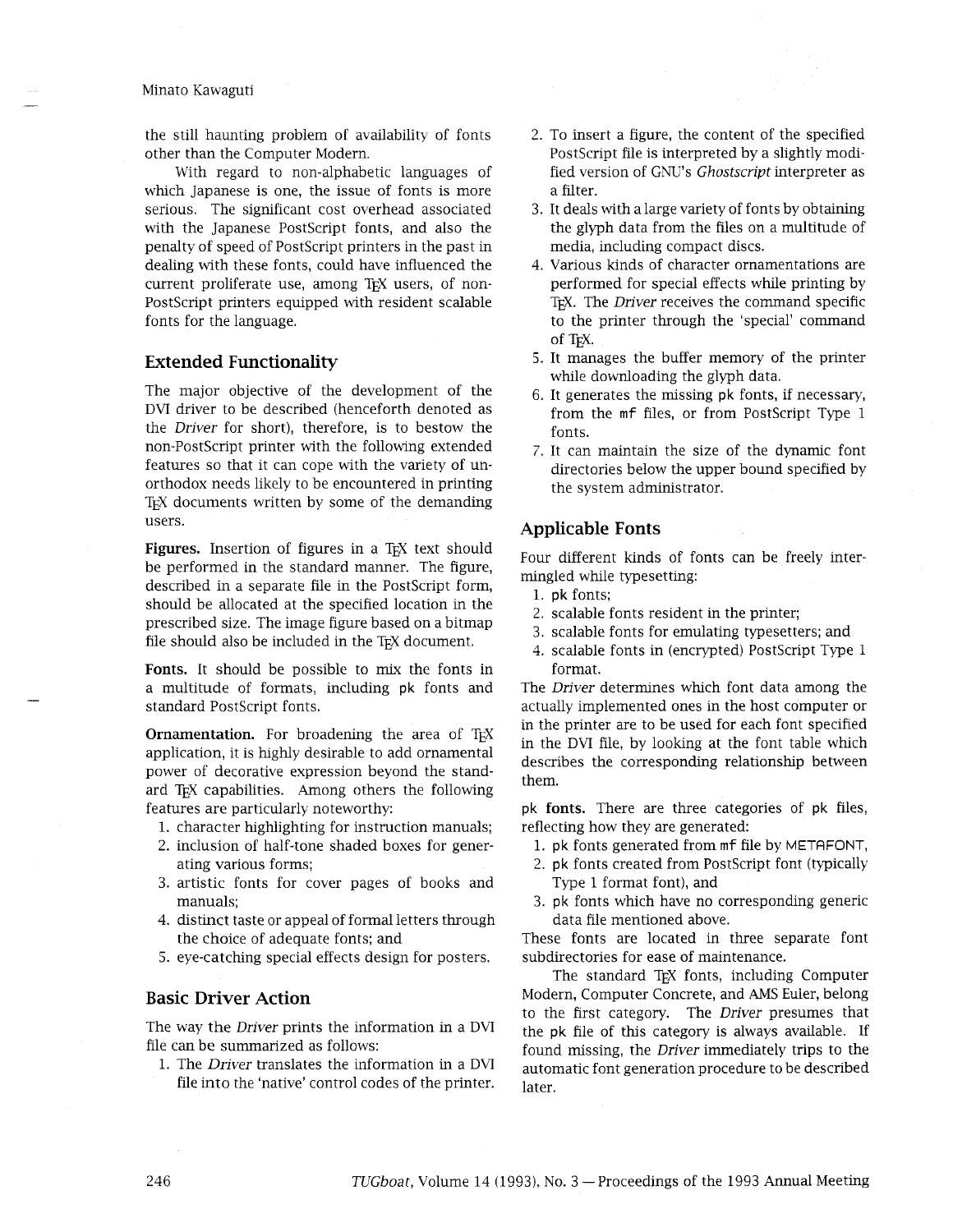the still haunting problem of availability of fonts other than the Computer Modern.

With regard to non-alphabetic languages of which Japanese is one, the issue of fonts is more serious. The significant cost overhead associated with the Japanese PostScript fonts, and also the penalty of speed of PostScript printers in the past in dealing with these fonts, could have influenced the current proliferate use, among TEX users, of non-PostScript printers equipped with resident scalable fonts for the language.

## Extended Functionality

The major objective of the development of the DVI driver to be described (henceforth denoted as the *Driver* for short), therefore, is to bestow the non-PostScript printer with the following extended features so that it can cope with the variety of unorthodox needs likely to be encountered in printing TEX documents written by some of the demanding users.

**Figures.** Insertion of figures in a TEX text should be performed in the standard manner. The figure, described in a separate file in the PostScript form, should be allocated at the specified location in the prescribed size. The image figure based on a bitmap file should also be included in the TEX document.

**Fonts.** It should be possible to mix the fonts in a multitude of formats, including pk fonts and standard PostScript fonts.

**Ornamentation.** For broadening the area of TEX application, it is highly desirable to add ornamental power of decorative expression beyond the standard TEX capabilities. Among others the following features are particularly noteworthy:

1. character highlighting for instruction manuals;
2. inclusion of half-tone shaded boxes for generating various forms;
3. artistic fonts for cover pages of books and manuals;
4. distinct taste or appeal of formal letters through the choice of adequate fonts; and
5. eye-catching special effects design for posters.

## Basic Driver Action

The way the *Driver* prints the information in a DVI file can be summarized as follows:

1. The *Driver* translates the information in a DVI file into the 'native' control codes of the printer.
2. To insert a figure, the content of the specified PostScript file is interpreted by a slightly modified version of GNU's *Ghostscript* interpreter as a filter.
3. It deals with a large variety of fonts by obtaining the glyph data from the files on a multitude of media, including compact discs.
4. Various kinds of character ornamentations are performed for special effects while printing by TEX. The *Driver* receives the command specific to the printer through the 'special' command of TEX.
5. It manages the buffer memory of the printer while downloading the glyph data.
6. It generates the missing pk fonts, if necessary, from the mf files, or from PostScript Type 1 fonts.
7. It can maintain the size of the dynamic font directories below the upper bound specified by the system administrator.

## Applicable Fonts

Four different kinds of fonts can be freely intermingled while typesetting:

1. pk fonts;
2. scalable fonts resident in the printer;
3. scalable fonts for emulating typesetters; and
4. scalable fonts in (encrypted) PostScript Type 1 format.

The *Driver* determines which font data among the actually implemented ones in the host computer or in the printer are to be used for each font specified in the DVI file, by looking at the font table which describes the corresponding relationship between them.

**pk fonts.** There are three categories of pk files, reflecting how they are generated:

1. pk fonts generated from mf file by METAFONT,
2. pk fonts created from PostScript font (typically Type 1 format font), and
3. pk fonts which have no corresponding generic data file mentioned above.

These fonts are located in three separate font subdirectories for ease of maintenance.

The standard TEX fonts, including Computer Modern, Computer Concrete, and AMS Euler, belong to the first category. The *Driver* presumes that the pk file of this category is always available. If found missing, the *Driver* immediately trips to the automatic font generation procedure to be described later.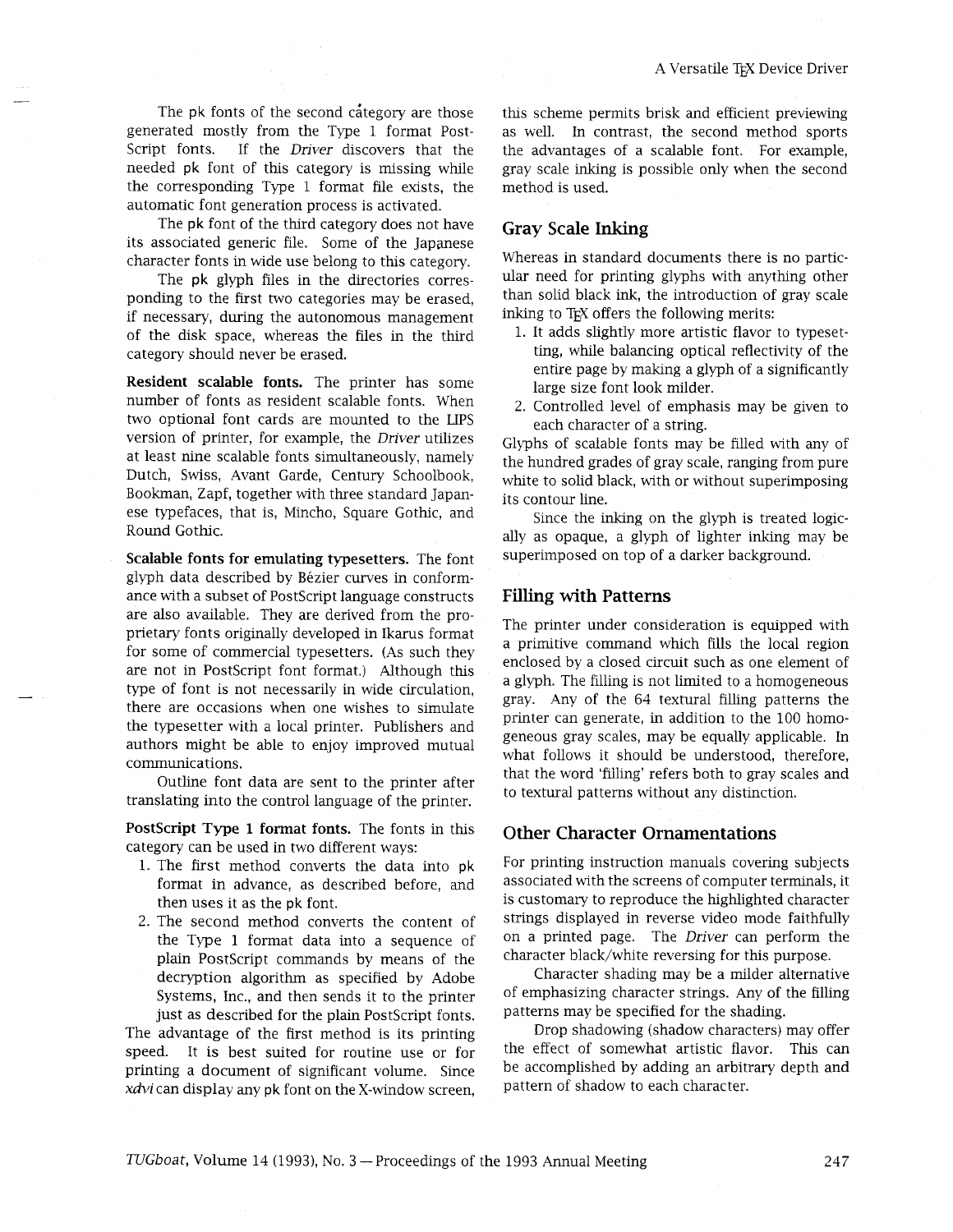The pk fonts of the second category are those generated mostly from the Type 1 format PostScript fonts. If the *Driver* discovers that the needed pk font of this category is missing while the corresponding Type 1 format file exists, the automatic font generation process is activated.

The pk font of the third category does not have its associated generic file. Some of the Japanese character fonts in wide use belong to this category.

The pk glyph files in the directories corresponding to the first two categories may be erased, if necessary, during the autonomous management of the disk space, whereas the files in the third category should never be erased.

**Resident scalable fonts.** The printer has some number of fonts as resident scalable fonts. When two optional font cards are mounted to the LIPS version of printer, for example, the *Driver* utilizes at least nine scalable fonts simultaneously, namely Dutch, Swiss, Avant Garde, Century Schoolbook, Bookman, Zapf, together with three standard Japanese typefaces, that is, Mincho, Square Gothic, and Round Gothic.

**Scalable fonts for emulating typesetters.** The font glyph data described by Bézier curves in conformance with a subset of PostScript language constructs are also available. They are derived from the proprietary fonts originally developed in Ikarus format for some of commercial typesetters. (As such they are not in PostScript font format.) Although this type of font is not necessarily in wide circulation, there are occasions when one wishes to simulate the typesetter with a local printer. Publishers and authors might be able to enjoy improved mutual communications.

Outline font data are sent to the printer after translating into the control language of the printer.

**PostScript Type 1 format fonts.** The fonts in this category can be used in two different ways:

1. The first method converts the data into pk format in advance, as described before, and then uses it as the pk font.
2. The second method converts the content of the Type 1 format data into a sequence of plain PostScript commands by means of the decryption algorithm as specified by Adobe Systems, Inc., and then sends it to the printer just as described for the plain PostScript fonts.

The advantage of the first method is its printing speed. It is best suited for routine use or for printing a document of significant volume. Since *xdvi* can display any pk font on the X-window screen, this scheme permits brisk and efficient previewing as well. In contrast, the second method sports the advantages of a scalable font. For example, gray scale inking is possible only when the second method is used.

## Gray Scale Inking

Whereas in standard documents there is no particular need for printing glyphs with anything other than solid black ink, the introduction of gray scale inking to TeX offers the following merits:

1. It adds slightly more artistic flavor to typesetting, while balancing optical reflectivity of the entire page by making a glyph of a significantly large size font look milder.
2. Controlled level of emphasis may be given to each character of a string.

Glyphs of scalable fonts may be filled with any of the hundred grades of gray scale, ranging from pure white to solid black, with or without superimposing its contour line.

Since the inking on the glyph is treated logically as opaque, a glyph of lighter inking may be superimposed on top of a darker background.

## Filling with Patterns

The printer under consideration is equipped with a primitive command which fills the local region enclosed by a closed circuit such as one element of a glyph. The filling is not limited to a homogeneous gray. Any of the 64 textural filling patterns the printer can generate, in addition to the 100 homogeneous gray scales, may be equally applicable. In what follows it should be understood, therefore, that the word 'filling' refers both to gray scales and to textural patterns without any distinction.

## Other Character Ornamentations

For printing instruction manuals covering subjects associated with the screens of computer terminals, it is customary to reproduce the highlighted character strings displayed in reverse video mode faithfully on a printed page. The *Driver* can perform the character black/white reversing for this purpose.

Character shading may be a milder alternative of emphasizing character strings. Any of the filling patterns may be specified for the shading.

Drop shadowing (shadow characters) may offer the effect of somewhat artistic flavor. This can be accomplished by adding an arbitrary depth and pattern of shadow to each character.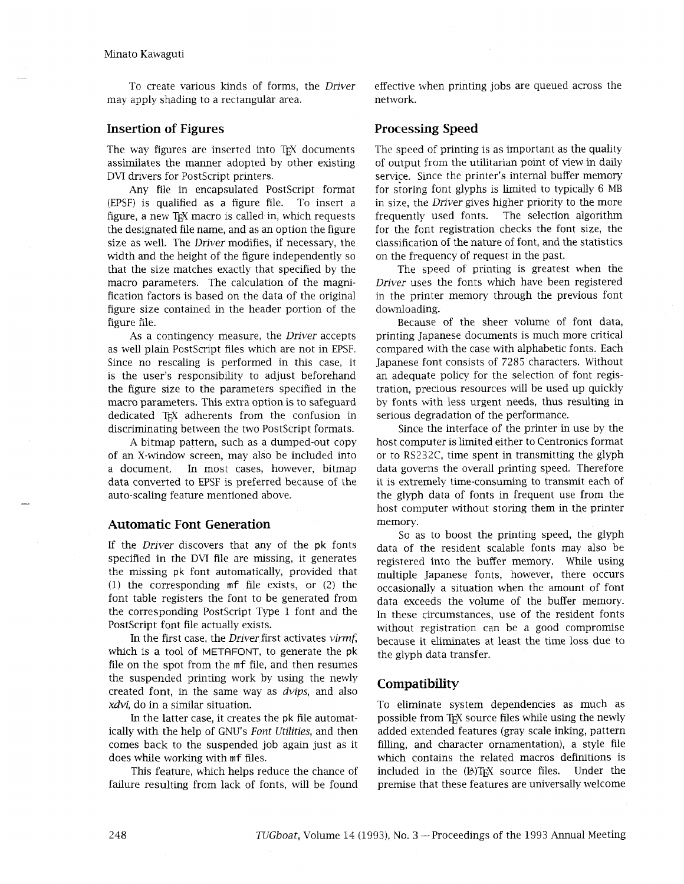To create various kinds of forms, the *Driver* may apply shading to a rectangular area.

## Insertion of Figures

The way figures are inserted into TeX documents assimilates the manner adopted by other existing DVI drivers for PostScript printers.

Any file in encapsulated PostScript format (EPSF) is qualified as a figure file. To insert a figure, a new TeX macro is called in, which requests the designated file name, and as an option the figure size as well. The *Driver* modifies, if necessary, the width and the height of the figure independently so that the size matches exactly that specified by the macro parameters. The calculation of the magnification factors is based on the data of the original figure size contained in the header portion of the figure file.

As a contingency measure, the *Driver* accepts as well plain PostScript files which are not in EPSF. Since no rescaling is performed in this case, it is the user's responsibility to adjust beforehand the figure size to the parameters specified in the macro parameters. This extra option is to safeguard dedicated TeX adherents from the confusion in discriminating between the two PostScript formats.

A bitmap pattern, such as a dumped-out copy of an X-window screen, may also be included into a document. In most cases, however, bitmap data converted to EPSF is preferred because of the auto-scaling feature mentioned above.

## Automatic Font Generation

If the *Driver* discovers that any of the pk fonts specified in the DVI file are missing, it generates the missing pk font automatically, provided that (1) the corresponding mf file exists, or (2) the font table registers the font to be generated from the corresponding PostScript Type 1 font and the PostScript font file actually exists.

In the first case, the *Driver* first activates *virmf*, which is a tool of METAFONT, to generate the pk file on the spot from the mf file, and then resumes the suspended printing work by using the newly created font, in the same way as *dvips*, and also *xdvi*, do in a similar situation.

In the latter case, it creates the pk file automatically with the help of GNU's *Font Utilities*, and then comes back to the suspended job again just as it does while working with mf files.

This feature, which helps reduce the chance of failure resulting from lack of fonts, will be found effective when printing jobs are queued across the network.

## Processing Speed

The speed of printing is as important as the quality of output from the utilitarian point of view in daily service. Since the printer's internal buffer memory for storing font glyphs is limited to typically 6 MB in size, the *Driver* gives higher priority to the more frequently used fonts. The selection algorithm for the font registration checks the font size, the classification of the nature of font, and the statistics on the frequency of request in the past.

The speed of printing is greatest when the *Driver* uses the fonts which have been registered in the printer memory through the previous font downloading.

Because of the sheer volume of font data, printing Japanese documents is much more critical compared with the case with alphabetic fonts. Each Japanese font consists of 7285 characters. Without an adequate policy for the selection of font registration, precious resources will be used up quickly by fonts with less urgent needs, thus resulting in serious degradation of the performance.

Since the interface of the printer in use by the host computer is limited either to Centronics format or to RS232C, time spent in transmitting the glyph data governs the overall printing speed. Therefore it is extremely time-consuming to transmit each of the glyph data of fonts in frequent use from the host computer without storing them in the printer memory.

So as to boost the printing speed, the glyph data of the resident scalable fonts may also be registered into the buffer memory. While using multiple Japanese fonts, however, there occurs occasionally a situation when the amount of font data exceeds the volume of the buffer memory. In these circumstances, use of the resident fonts without registration can be a good compromise because it eliminates at least the time loss due to the glyph data transfer.

## Compatibility

To eliminate system dependencies as much as possible from TeX source files while using the newly added extended features (gray scale inking, pattern filling, and character ornamentation), a style file which contains the related macros definitions is included in the (LA)TeX source files. Under the premise that these features are universally welcome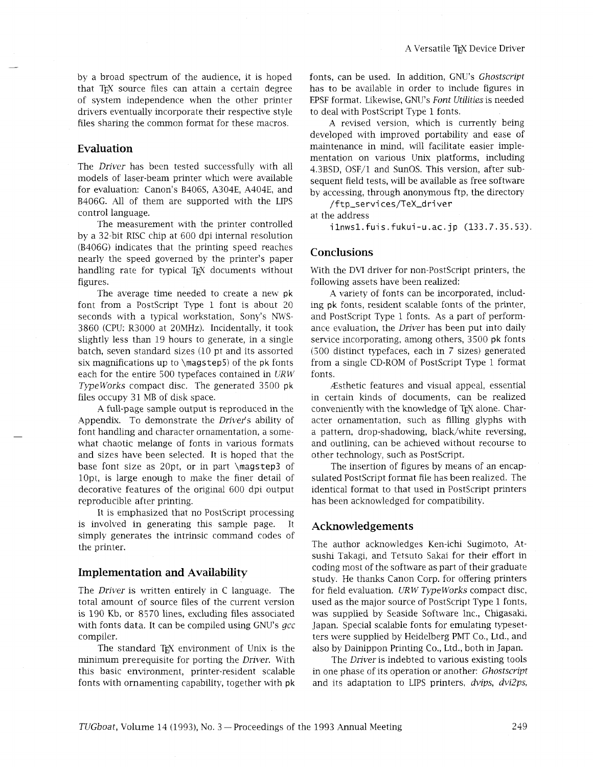by a broad spectrum of the audience, it is hoped that TEX source files can attain a certain degree of system independence when the other printer drivers eventually incorporate their respective style files sharing the common format for these macros.

## Evaluation

The *Driver* has been tested successfully with all models of laser-beam printer which were available for evaluation: Canon's B406S, A304E, A404E, and B406G. All of them are supported with the LIPS control language.

The measurement with the printer controlled by a 32-bit RISC chip at 600 dpi internal resolution (B406G) indicates that the printing speed reaches nearly the speed governed by the printer's paper handling rate for typical TEX documents without figures.

The average time needed to create a new pk font from a PostScript Type 1 font is about 20 seconds with a typical workstation, Sony's NWS-3860 (CPU: R3000 at 20MHz). Incidentally, it took slightly less than 19 hours to generate, in a single batch, seven standard sizes (10 pt and its assorted six magnifications up to `\magstep5`) of the pk fonts each for the entire 500 typefaces contained in *URW TypeWorks* compact disc. The generated 3500 pk files occupy 31 MB of disk space.

A full-page sample output is reproduced in the Appendix. To demonstrate the *Driver*'s ability of font handling and character ornamentation, a somewhat chaotic melange of fonts in various formats and sizes have been selected. It is hoped that the base font size as 20pt, or in part `\magstep3` of 10pt, is large enough to make the finer detail of decorative features of the original 600 dpi output reproducible after printing.

It is emphasized that no PostScript processing is involved in generating this sample page. It simply generates the intrinsic command codes of the printer.

## Implementation and Availability

The *Driver* is written entirely in C language. The total amount of source files of the current version is 190 Kb, or 8570 lines, excluding files associated with fonts data. It can be compiled using GNU's *gcc* compiler.

The standard TEX environment of Unix is the minimum prerequisite for porting the *Driver*. With this basic environment, printer-resident scalable fonts with ornamenting capability, together with pk fonts, can be used. In addition, GNU's *Ghostscript* has to be available in order to include figures in EPSF format. Likewise, GNU's *Font Utilities* is needed to deal with PostScript Type 1 fonts.

A revised version, which is currently being developed with improved portability and ease of maintenance in mind, will facilitate easier implementation on various Unix platforms, including 4.3BSD, OSF/1 and SunOS. This version, after subsequent field tests, will be available as free software by accessing, through anonymous ftp, the directory

`/ftp_services/TeX_driver`

at the address

`ilnwsl.fuis.fukui-u.ac.jp (133.7.35.53).`

## Conclusions

With the DVI driver for non-PostScript printers, the following assets have been realized:

A variety of fonts can be incorporated, including pk fonts, resident scalable fonts of the printer, and PostScript Type 1 fonts. As a part of performance evaluation, the *Driver* has been put into daily service incorporating, among others, 3500 pk fonts (500 distinct typefaces, each in 7 sizes) generated from a single CD-ROM of PostScript Type 1 format fonts.

Æsthetic features and visual appeal, essential in certain kinds of documents, can be realized conveniently with the knowledge of TEX alone. Character ornamentation, such as filling glyphs with a pattern, drop-shadowing, black/white reversing, and outlining, can be achieved without recourse to other technology, such as PostScript.

The insertion of figures by means of an encapsulated PostScript format file has been realized. The identical format to that used in PostScript printers has been acknowledged for compatibility.

## Acknowledgements

The author acknowledges Ken-ichi Sugimoto, Atsushi Takagi, and Tetsuto Sakai for their effort in coding most of the software as part of their graduate study. He thanks Canon Corp. for offering printers for field evaluation. *URW TypeWorks* compact disc, used as the major source of PostScript Type 1 fonts, was supplied by Seaside Software Inc., Chigasaki, Japan. Special scalable fonts for emulating typesetters were supplied by Heidelberg PMT Co., Ltd., and also by Dainippon Printing Co., Ltd., both in Japan.

The *Driver* is indebted to various existing tools in one phase of its operation or another: *Ghostscript* and its adaptation to LIPS printers, *dvips*, *dvi2ps*,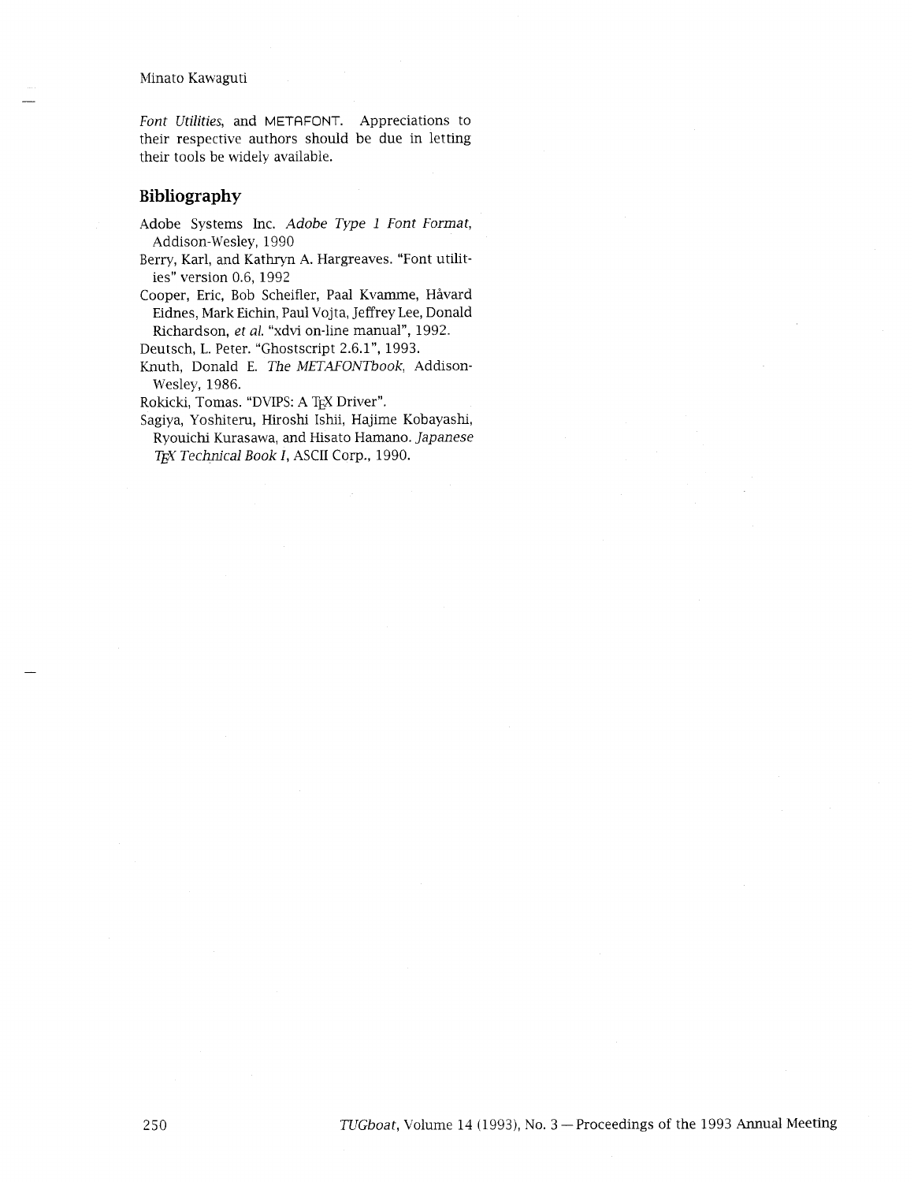*Font Utilities*, and METAFONT. Appreciations to their respective authors should be due in letting their tools be widely available.

## Bibliography

Adobe Systems Inc. *Adobe Type 1 Font Format*, Addison-Wesley, 1990

Berry, Karl, and Kathryn A. Hargreaves. "Font utilities" version 0.6, 1992

Cooper, Eric, Bob Scheifler, Paal Kvamme, Håvard Eidnes, Mark Eichin, Paul Vojta, Jeffrey Lee, Donald Richardson, *et al.* "xdvi on-line manual", 1992.

Deutsch, L. Peter. "Ghostscript 2.6.1", 1993.

Knuth, Donald E. *The METAFONTbook*, Addison-Wesley, 1986.

Rokicki, Tomas. "DVIPS: A TeX Driver".

Sagiya, Yoshiteru, Hiroshi Ishii, Hajime Kobayashi, Ryouichi Kurasawa, and Hisato Hamano. *Japanese TeX Technical Book I*, ASCII Corp., 1990.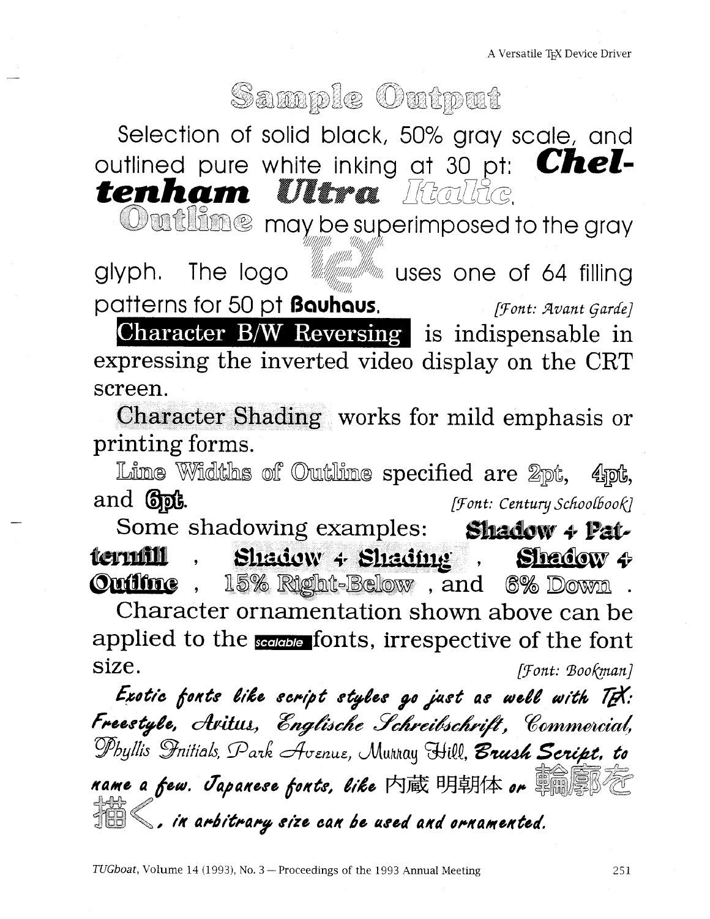# Sample Output

Selection of solid black, 50% gray scale, and outlined pure white inking at 30 pt: **Cheltenham Ultra Italic.**

Outline may be superimposed to the gray glyph. The logo TEX uses one of 64 filling patterns for 50 pt **Bauhaus.** *[Font: Avant Garde]*

Character B/W Reversing is indispensable in expressing the inverted video display on the CRT screen.

Character Shading works for mild emphasis or printing forms.

Line Widths of Outline specified are 2pt, 4pt, and 6pt. *[Font: Century Schoolbook]*

Some shadowing examples: **Shadow + Patternfill** , **Shadow + Shading** , **Shadow + Outline** , 15% Right-Below , and 6% Down .

Character ornamentation shown above can be applied to the scalable fonts, irrespective of the font size. *[Font: Bookman]*

*Exotic fonts like script styles go just as well with TEX: Freestyle, Aritus, Englische Schreibschrift, Commercial, Phyllis Initials, Park Avenue, Murray Hill, Brush Script, to name a few. Japanese fonts, like* 内蔵 明朝体 *or* 輪郭を描く*, in arbitrary size can be used and ornamented.*